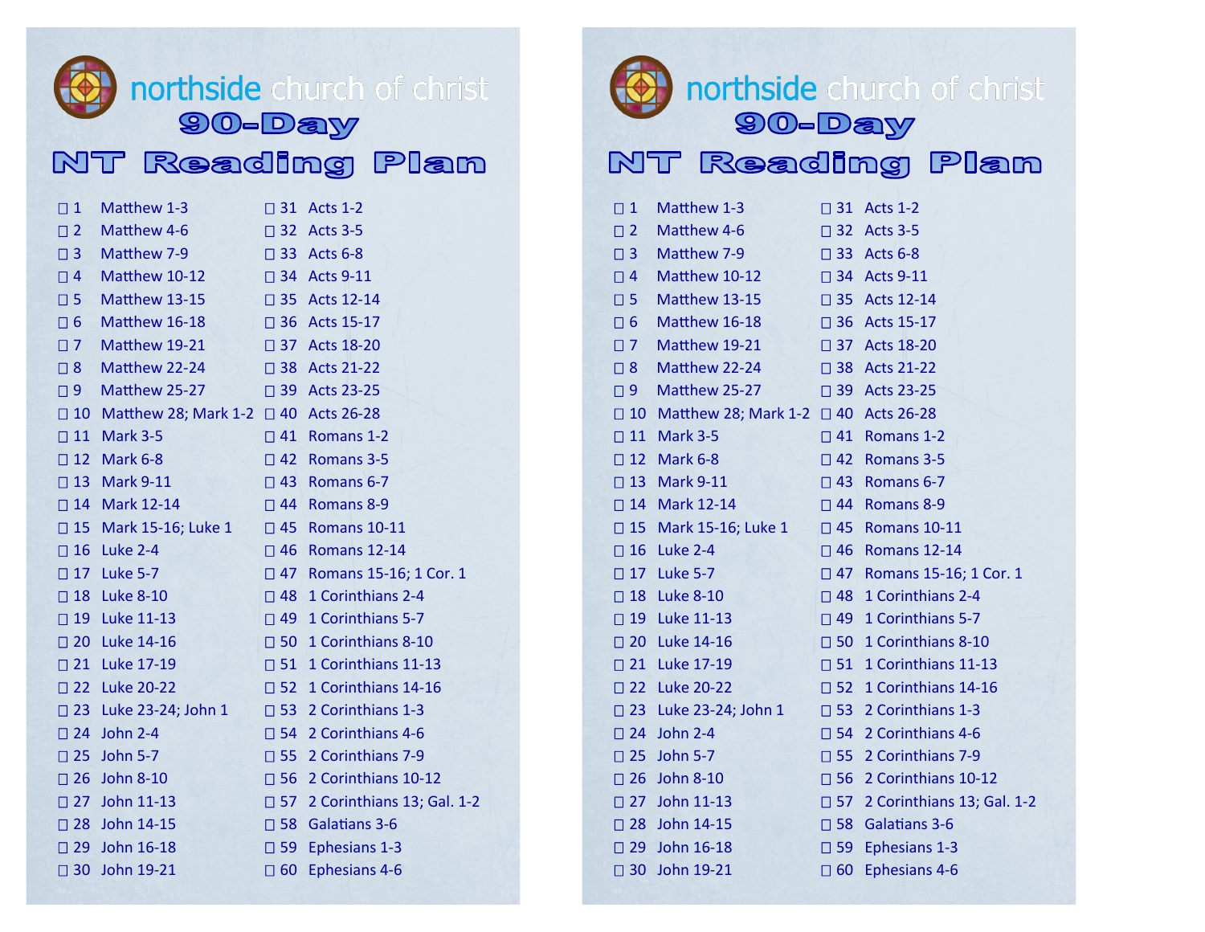northside church of christ

# 90-Day NT Reading Plan

- ☐ 1 Matthew 1-3
- ☐ 2 Matthew 4-6
- ☐ 3 Matthew 7-9
- ☐ 4 Matthew 10-12
- ☐ 5 Matthew 13-15
- ☐ 6 Matthew 16-18
- ☐ 7 Matthew 19-21
- ☐ 8 Matthew 22-24
- ☐ 9 Matthew 25-27
- ☐ 10 Matthew 28; Mark 1-2
- ☐ 11 Mark 3-5
- ☐ 12 Mark 6-8
- ☐ 13 Mark 9-11
- ☐ 14 Mark 12-14
- ☐ 15 Mark 15-16; Luke 1
- ☐ 16 Luke 2-4
- ☐ 17 Luke 5-7
- ☐ 18 Luke 8-10
- ☐ 19 Luke 11-13
- ☐ 20 Luke 14-16
- ☐ 21 Luke 17-19
- ☐ 22 Luke 20-22
- ☐ 23 Luke 23-24; John 1
- ☐ 24 John 2-4
- ☐ 25 John 5-7
- ☐ 26 John 8-10
- ☐ 27 John 11-13
- ☐ 28 John 14-15
- ☐ 29 John 16-18
- ☐ 30 John 19-21
- ☐ 31 Acts 1-2
- ☐ 32 Acts 3-5
- ☐ 33 Acts 6-8
- ☐ 34 Acts 9-11
- ☐ 35 Acts 12-14
- ☐ 36 Acts 15-17
- ☐ 37 Acts 18-20
- ☐ 38 Acts 21-22
- ☐ 39 Acts 23-25
- ☐ 40 Acts 26-28
- ☐ 41 Romans 1-2
- ☐ 42 Romans 3-5
- ☐ 43 Romans 6-7
- ☐ 44 Romans 8-9
- ☐ 45 Romans 10-11
- ☐ 46 Romans 12-14
- ☐ 47 Romans 15-16; 1 Cor. 1
- ☐ 48 1 Corinthians 2-4
- ☐ 49 1 Corinthians 5-7
- ☐ 50 1 Corinthians 8-10
- ☐ 51 1 Corinthians 11-13
- ☐ 52 1 Corinthians 14-16
- ☐ 53 2 Corinthians 1-3
- ☐ 54 2 Corinthians 4-6
- ☐ 55 2 Corinthians 7-9
- ☐ 56 2 Corinthians 10-12
- ☐ 57 2 Corinthians 13; Gal. 1-2
- ☐ 58 Galatians 3-6
- ☐ 59 Ephesians 1-3
- ☐ 60 Ephesians 4-6

northside church of christ

# 90-Day NT Reading Plan

- ☐ 1 Matthew 1-3
- ☐ 2 Matthew 4-6
- ☐ 3 Matthew 7-9
- ☐ 4 Matthew 10-12
- ☐ 5 Matthew 13-15
- ☐ 6 Matthew 16-18
- ☐ 7 Matthew 19-21
- ☐ 8 Matthew 22-24
- ☐ 9 Matthew 25-27
- ☐ 10 Matthew 28; Mark 1-2
- ☐ 11 Mark 3-5
- ☐ 12 Mark 6-8
- ☐ 13 Mark 9-11
- ☐ 14 Mark 12-14
- ☐ 15 Mark 15-16; Luke 1
- ☐ 16 Luke 2-4
- ☐ 17 Luke 5-7
- ☐ 18 Luke 8-10
- ☐ 19 Luke 11-13
- ☐ 20 Luke 14-16
- ☐ 21 Luke 17-19
- ☐ 22 Luke 20-22
- ☐ 23 Luke 23-24; John 1
- ☐ 24 John 2-4
- ☐ 25 John 5-7
- ☐ 26 John 8-10
- ☐ 27 John 11-13
- ☐ 28 John 14-15
- ☐ 29 John 16-18
- ☐ 30 John 19-21
- ☐ 31 Acts 1-2
- ☐ 32 Acts 3-5
- ☐ 33 Acts 6-8
- ☐ 34 Acts 9-11
- ☐ 35 Acts 12-14
- ☐ 36 Acts 15-17
- ☐ 37 Acts 18-20
- ☐ 38 Acts 21-22
- ☐ 39 Acts 23-25
- ☐ 40 Acts 26-28
- ☐ 41 Romans 1-2
- ☐ 42 Romans 3-5
- ☐ 43 Romans 6-7
- ☐ 44 Romans 8-9
- ☐ 45 Romans 10-11
- ☐ 46 Romans 12-14
- ☐ 47 Romans 15-16; 1 Cor. 1
- ☐ 48 1 Corinthians 2-4
- ☐ 49 1 Corinthians 5-7
- ☐ 50 1 Corinthians 8-10
- ☐ 51 1 Corinthians 11-13
- ☐ 52 1 Corinthians 14-16
- ☐ 53 2 Corinthians 1-3
- ☐ 54 2 Corinthians 4-6
- ☐ 55 2 Corinthians 7-9
- ☐ 56 2 Corinthians 10-12
- ☐ 57 2 Corinthians 13; Gal. 1-2
- ☐ 58 Galatians 3-6
- ☐ 59 Ephesians 1-3
- ☐ 60 Ephesians 4-6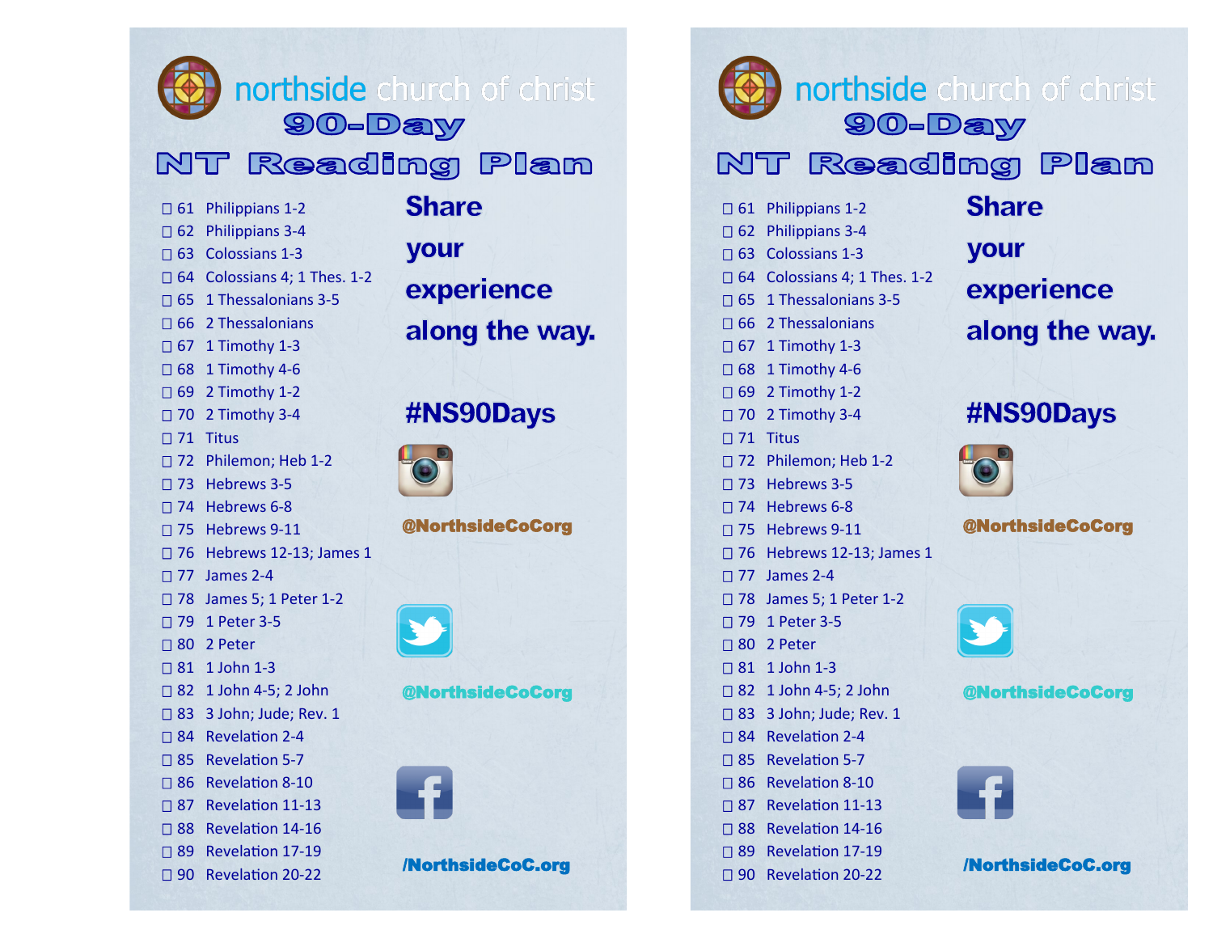# northside church of christ

## 90-Day

## NT Reading Plan

- ☐ 61 Philippians 1-2
- ☐ 62 Philippians 3-4
- ☐ 63 Colossians 1-3
- ☐ 64 Colossians 4; 1 Thes. 1-2
- ☐ 65 1 Thessalonians 3-5
- ☐ 66 2 Thessalonians
- ☐ 67 1 Timothy 1-3
- ☐ 68 1 Timothy 4-6
- ☐ 69 2 Timothy 1-2
- ☐ 70 2 Timothy 3-4
- ☐ 71 Titus
- ☐ 72 Philemon; Heb 1-2
- ☐ 73 Hebrews 3-5
- ☐ 74 Hebrews 6-8
- ☐ 75 Hebrews 9-11
- ☐ 76 Hebrews 12-13; James 1
- ☐ 77 James 2-4
- ☐ 78 James 5; 1 Peter 1-2
- ☐ 79 1 Peter 3-5
- ☐ 80 2 Peter
- ☐ 81 1 John 1-3
- ☐ 82 1 John 4-5; 2 John
- ☐ 83 3 John; Jude; Rev. 1
- ☐ 84 Revelation 2-4
- ☐ 85 Revelation 5-7
- ☐ 86 Revelation 8-10
- ☐ 87 Revelation 11-13
- ☐ 88 Revelation 14-16
- ☐ 89 Revelation 17-19
- ☐ 90 Revelation 20-22

**Share your experience along the way.**

**#NS90Days**

**@NorthsideCoCorg**

**@NorthsideCoCorg**

**/NorthsideCoC.org**

# northside church of christ

## 90-Day

## NT Reading Plan

- ☐ 61 Philippians 1-2
- ☐ 62 Philippians 3-4
- ☐ 63 Colossians 1-3
- ☐ 64 Colossians 4; 1 Thes. 1-2
- ☐ 65 1 Thessalonians 3-5
- ☐ 66 2 Thessalonians
- ☐ 67 1 Timothy 1-3
- ☐ 68 1 Timothy 4-6
- ☐ 69 2 Timothy 1-2
- ☐ 70 2 Timothy 3-4
- ☐ 71 Titus
- ☐ 72 Philemon; Heb 1-2
- ☐ 73 Hebrews 3-5
- ☐ 74 Hebrews 6-8
- ☐ 75 Hebrews 9-11
- ☐ 76 Hebrews 12-13; James 1
- ☐ 77 James 2-4
- ☐ 78 James 5; 1 Peter 1-2
- ☐ 79 1 Peter 3-5
- ☐ 80 2 Peter
- ☐ 81 1 John 1-3
- ☐ 82 1 John 4-5; 2 John
- ☐ 83 3 John; Jude; Rev. 1
- ☐ 84 Revelation 2-4
- ☐ 85 Revelation 5-7
- ☐ 86 Revelation 8-10
- ☐ 87 Revelation 11-13
- ☐ 88 Revelation 14-16
- ☐ 89 Revelation 17-19
- ☐ 90 Revelation 20-22

**Share your experience along the way.**

**#NS90Days**

**@NorthsideCoCorg**

**@NorthsideCoCorg**

**/NorthsideCoC.org**